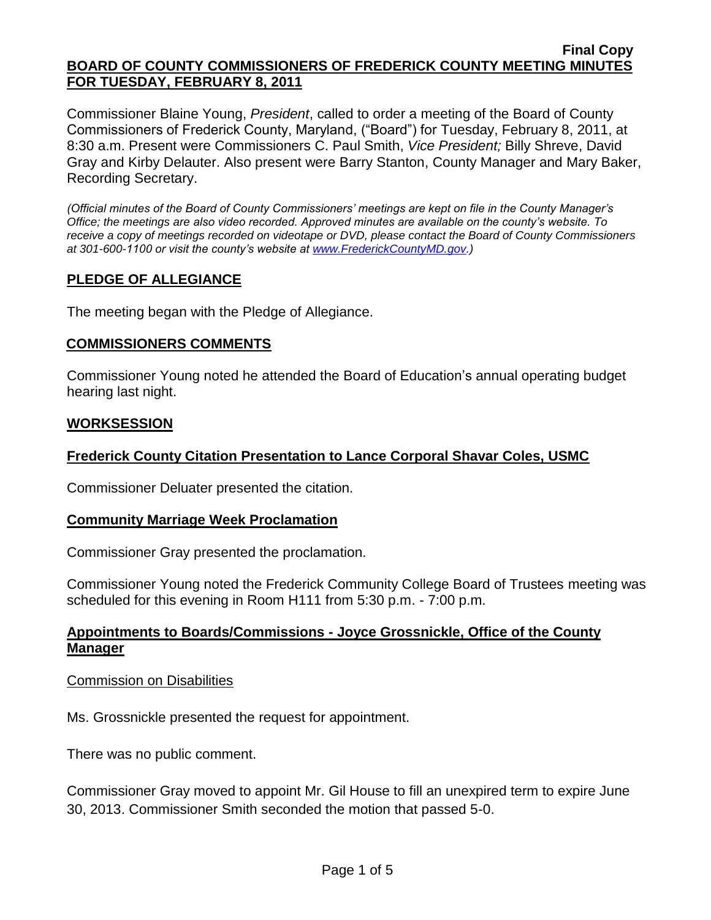**Final Copy**

**BOARD OF COUNTY COMMISSIONERS OF FREDERICK COUNTY MEETING MINUTES FOR TUESDAY, FEBRUARY 8, 2011**

Commissioner Blaine Young, *President*, called to order a meeting of the Board of County Commissioners of Frederick County, Maryland, ("Board") for Tuesday, February 8, 2011, at 8:30 a.m. Present were Commissioners C. Paul Smith, *Vice President;* Billy Shreve, David Gray and Kirby Delauter. Also present were Barry Stanton, County Manager and Mary Baker, Recording Secretary.

*(Official minutes of the Board of County Commissioners' meetings are kept on file in the County Manager's Office; the meetings are also video recorded. Approved minutes are available on the county's website. To receive a copy of meetings recorded on videotape or DVD, please contact the Board of County Commissioners at 301-600-1100 or visit the county's website at www.FrederickCountyMD.gov.)*

## PLEDGE OF ALLEGIANCE

The meeting began with the Pledge of Allegiance.

## COMMISSIONERS COMMENTS

Commissioner Young noted he attended the Board of Education's annual operating budget hearing last night.

## WORKSESSION

### Frederick County Citation Presentation to Lance Corporal Shavar Coles, USMC

Commissioner Deluater presented the citation.

### Community Marriage Week Proclamation

Commissioner Gray presented the proclamation.

Commissioner Young noted the Frederick Community College Board of Trustees meeting was scheduled for this evening in Room H111 from 5:30 p.m. - 7:00 p.m.

### Appointments to Boards/Commissions - Joyce Grossnickle, Office of the County Manager

Commission on Disabilities

Ms. Grossnickle presented the request for appointment.

There was no public comment.

Commissioner Gray moved to appoint Mr. Gil House to fill an unexpired term to expire June 30, 2013. Commissioner Smith seconded the motion that passed 5-0.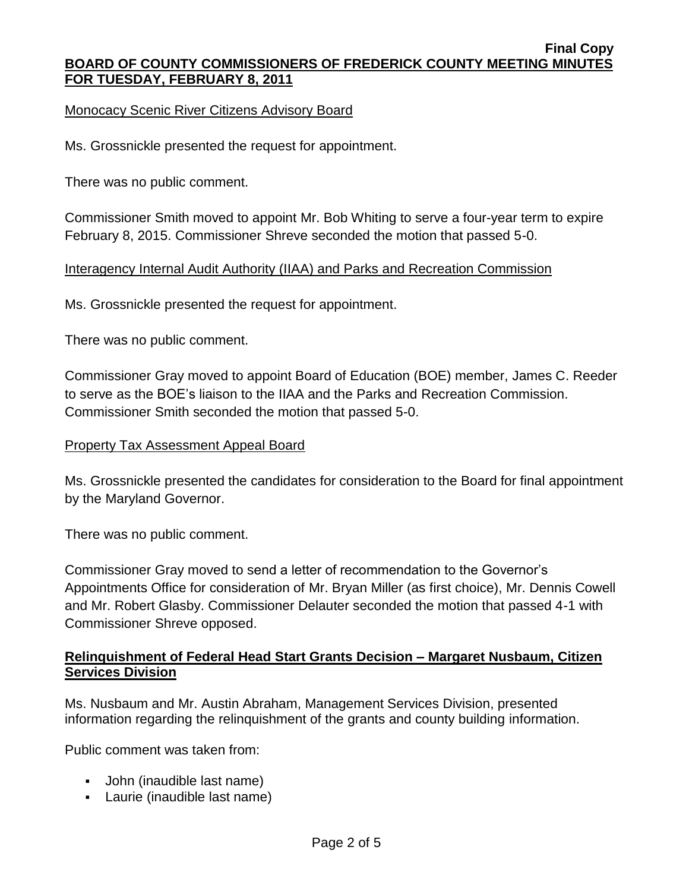Monocacy Scenic River Citizens Advisory Board

Ms. Grossnickle presented the request for appointment.

There was no public comment.

Commissioner Smith moved to appoint Mr. Bob Whiting to serve a four-year term to expire February 8, 2015. Commissioner Shreve seconded the motion that passed 5-0.

Interagency Internal Audit Authority (IIAA) and Parks and Recreation Commission

Ms. Grossnickle presented the request for appointment.

There was no public comment.

Commissioner Gray moved to appoint Board of Education (BOE) member, James C. Reeder to serve as the BOE's liaison to the IIAA and the Parks and Recreation Commission. Commissioner Smith seconded the motion that passed 5-0.

Property Tax Assessment Appeal Board

Ms. Grossnickle presented the candidates for consideration to the Board for final appointment by the Maryland Governor.

There was no public comment.

Commissioner Gray moved to send a letter of recommendation to the Governor's Appointments Office for consideration of Mr. Bryan Miller (as first choice), Mr. Dennis Cowell and Mr. Robert Glasby. Commissioner Delauter seconded the motion that passed 4-1 with Commissioner Shreve opposed.

**Relinquishment of Federal Head Start Grants Decision – Margaret Nusbaum, Citizen Services Division**

Ms. Nusbaum and Mr. Austin Abraham, Management Services Division, presented information regarding the relinquishment of the grants and county building information.

Public comment was taken from:

- John (inaudible last name)
- Laurie (inaudible last name)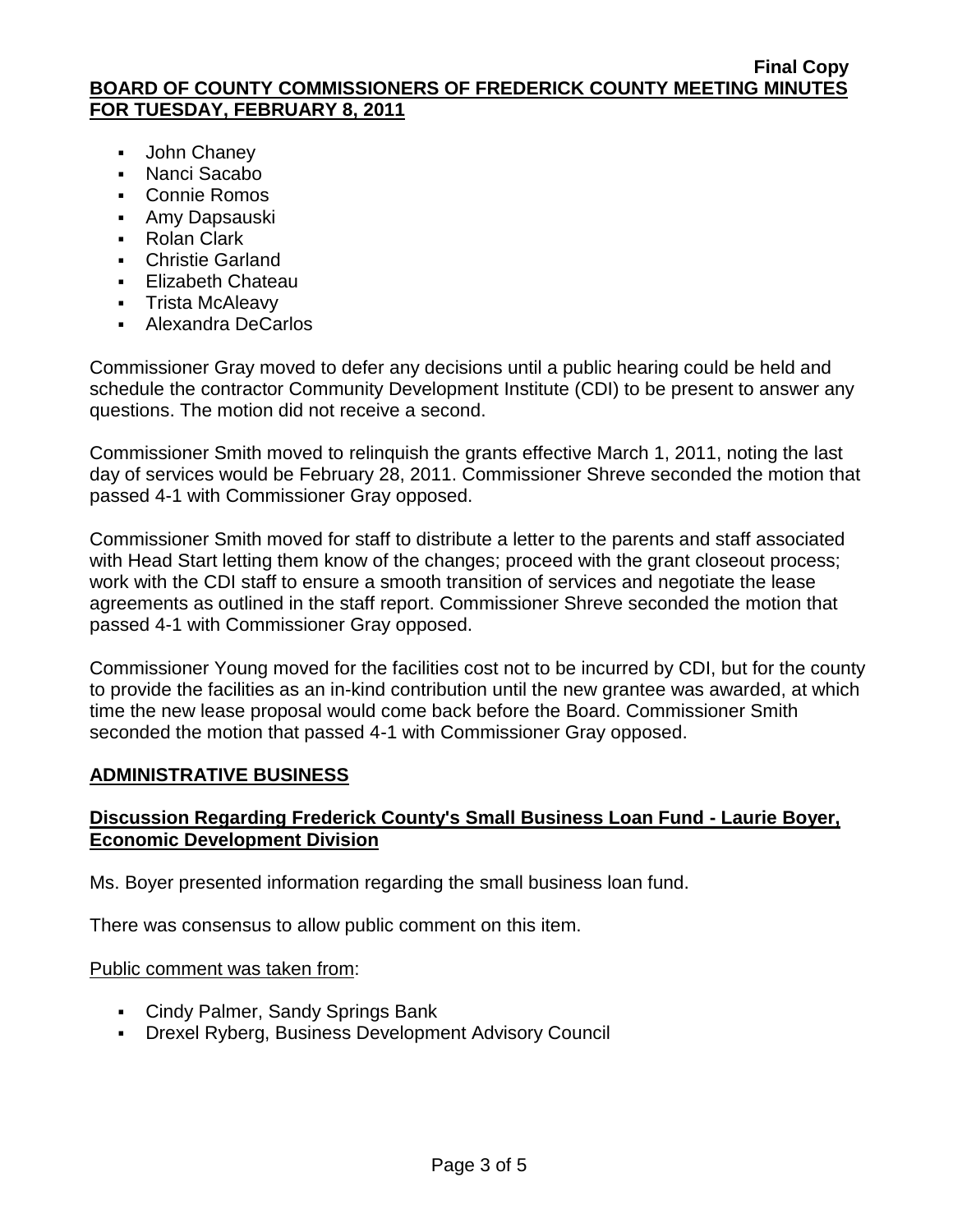- John Chaney
- Nanci Sacabo
- Connie Romos
- Amy Dapsauski
- Rolan Clark
- Christie Garland
- Elizabeth Chateau
- Trista McAleavy
- Alexandra DeCarlos

Commissioner Gray moved to defer any decisions until a public hearing could be held and schedule the contractor Community Development Institute (CDI) to be present to answer any questions. The motion did not receive a second.

Commissioner Smith moved to relinquish the grants effective March 1, 2011, noting the last day of services would be February 28, 2011. Commissioner Shreve seconded the motion that passed 4-1 with Commissioner Gray opposed.

Commissioner Smith moved for staff to distribute a letter to the parents and staff associated with Head Start letting them know of the changes; proceed with the grant closeout process; work with the CDI staff to ensure a smooth transition of services and negotiate the lease agreements as outlined in the staff report. Commissioner Shreve seconded the motion that passed 4-1 with Commissioner Gray opposed.

Commissioner Young moved for the facilities cost not to be incurred by CDI, but for the county to provide the facilities as an in-kind contribution until the new grantee was awarded, at which time the new lease proposal would come back before the Board. Commissioner Smith seconded the motion that passed 4-1 with Commissioner Gray opposed.

## ADMINISTRATIVE BUSINESS

### Discussion Regarding Frederick County's Small Business Loan Fund - Laurie Boyer, Economic Development Division

Ms. Boyer presented information regarding the small business loan fund.

There was consensus to allow public comment on this item.

Public comment was taken from:

- Cindy Palmer, Sandy Springs Bank
- Drexel Ryberg, Business Development Advisory Council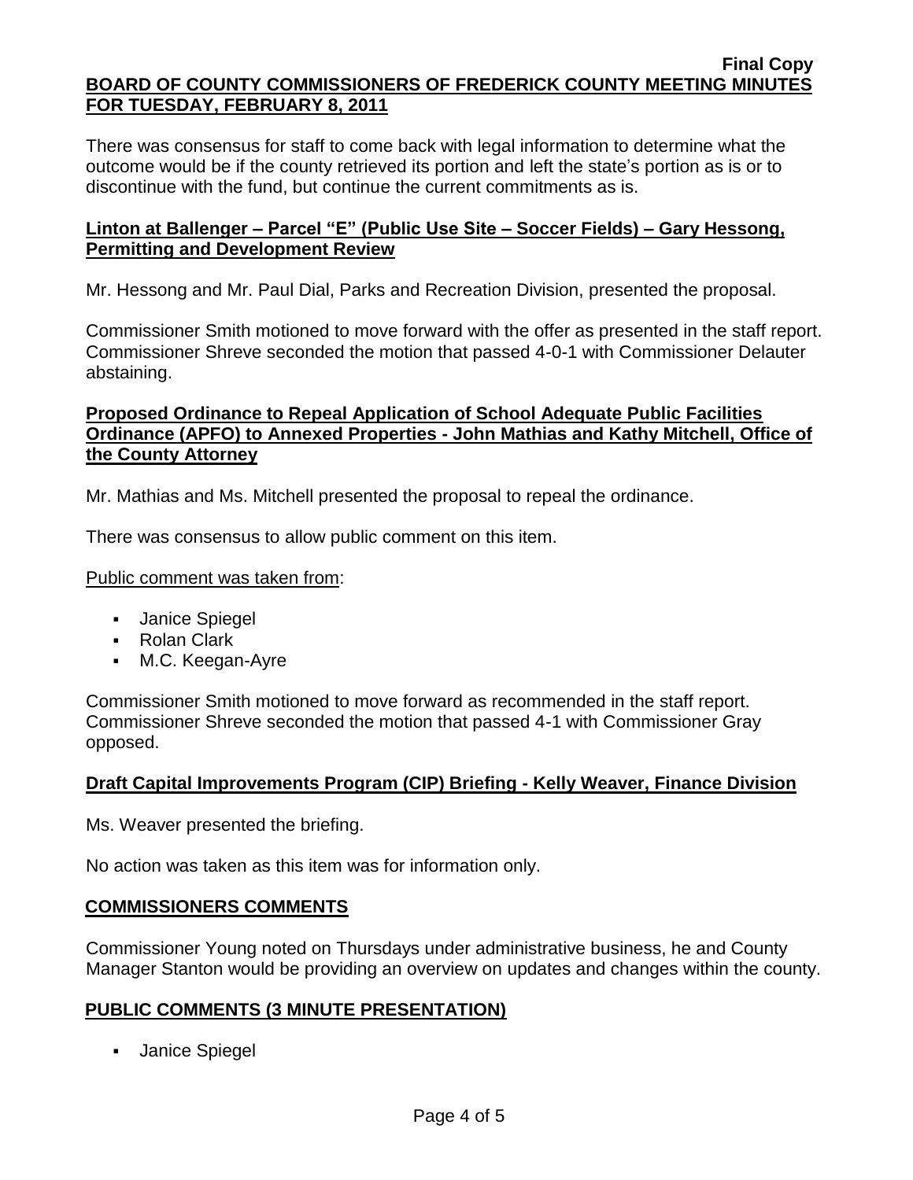There was consensus for staff to come back with legal information to determine what the outcome would be if the county retrieved its portion and left the state's portion as is or to discontinue with the fund, but continue the current commitments as is.

**Linton at Ballenger – Parcel "E" (Public Use Site – Soccer Fields) – Gary Hessong, Permitting and Development Review**

Mr. Hessong and Mr. Paul Dial, Parks and Recreation Division, presented the proposal.

Commissioner Smith motioned to move forward with the offer as presented in the staff report. Commissioner Shreve seconded the motion that passed 4-0-1 with Commissioner Delauter abstaining.

**Proposed Ordinance to Repeal Application of School Adequate Public Facilities Ordinance (APFO) to Annexed Properties - John Mathias and Kathy Mitchell, Office of the County Attorney**

Mr. Mathias and Ms. Mitchell presented the proposal to repeal the ordinance.

There was consensus to allow public comment on this item.

Public comment was taken from:

- Janice Spiegel
- Rolan Clark
- M.C. Keegan-Ayre

Commissioner Smith motioned to move forward as recommended in the staff report. Commissioner Shreve seconded the motion that passed 4-1 with Commissioner Gray opposed.

**Draft Capital Improvements Program (CIP) Briefing - Kelly Weaver, Finance Division**

Ms. Weaver presented the briefing.

No action was taken as this item was for information only.

## COMMISSIONERS COMMENTS

Commissioner Young noted on Thursdays under administrative business, he and County Manager Stanton would be providing an overview on updates and changes within the county.

## PUBLIC COMMENTS (3 MINUTE PRESENTATION)

- Janice Spiegel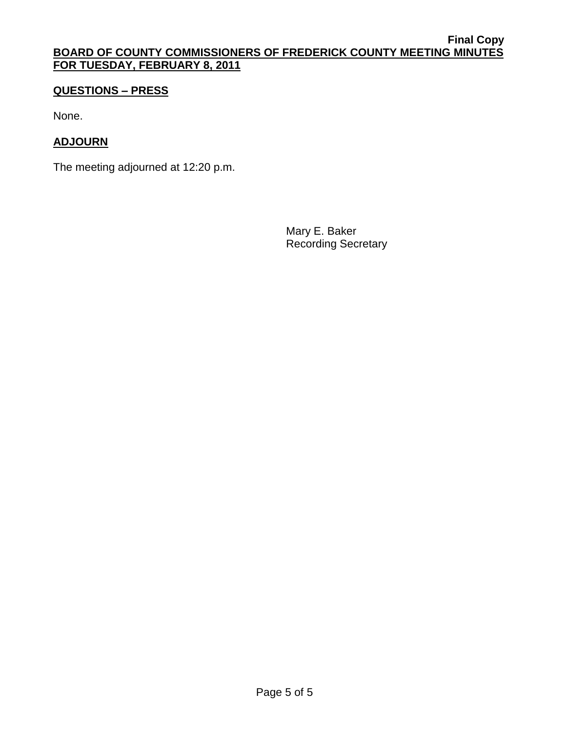## QUESTIONS – PRESS

None.

## ADJOURN

The meeting adjourned at 12:20 p.m.

Mary E. Baker
Recording Secretary